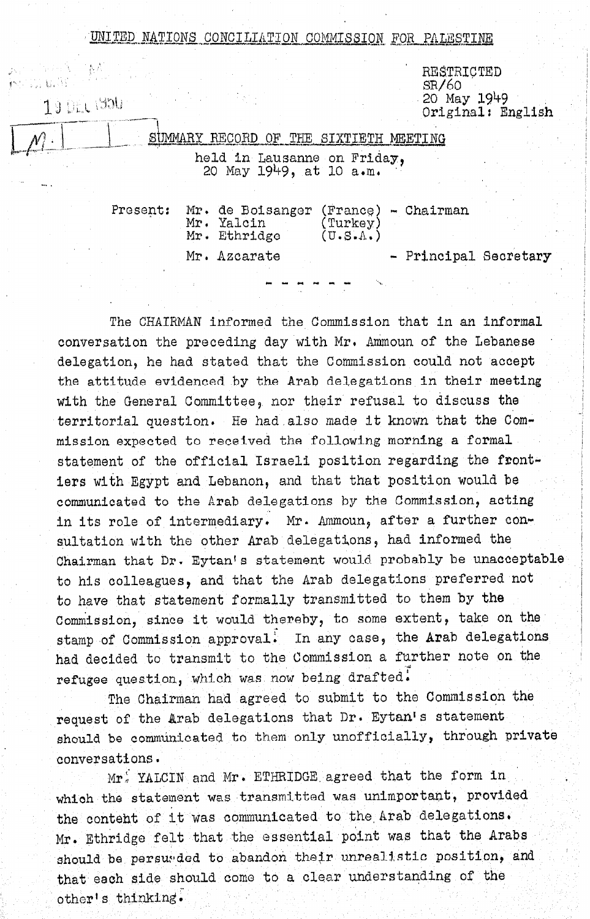UNITED NATIONS CONCILIATION COMMISSION FOR PALESTINE

RESTRICTED
SR/60
20 May 1949
Original: English

## SUMMARY RECORD OF THE SIXTIETH MEETING

held in Lausanne on Friday,
20 May 1949, at 10 a.m.

Present: Mr. de Boisanger (France) - Chairman
Mr. Yalcin (Turkey)
Mr. Ethridge (U.S.A.)
Mr. Azcarate - Principal Secretary

- - - - - -

The CHAIRMAN informed the Commission that in an informal conversation the preceding day with Mr. Ammoun of the Lebanese delegation, he had stated that the Commission could not accept the attitude evidenced by the Arab delegations in their meeting with the General Committee, nor their refusal to discuss the territorial question. He had also made it known that the Commission expected to received the following morning a formal statement of the official Israeli position regarding the frontiers with Egypt and Lebanon, and that that position would be communicated to the Arab delegations by the Commission, acting in its role of intermediary. Mr. Ammoun, after a further consultation with the other Arab delegations, had informed the Chairman that Dr. Eytan's statement would probably be unacceptable to his colleagues, and that the Arab delegations preferred not to have that statement formally transmitted to them by the Commission, since it would thereby, to some extent, take on the stamp of Commission approval. In any case, the Arab delegations had decided to transmit to the Commission a further note on the refugee question, which was now being drafted.

The Chairman had agreed to submit to the Commission the request of the Arab delegations that Dr. Eytan's statement should be communicated to them only unofficially, through private conversations.

Mr. YALCIN and Mr. ETHRIDGE agreed that the form in which the statement was transmitted was unimportant, provided the content of it was communicated to the Arab delegations. Mr. Ethridge felt that the essential point was that the Arabs should be persuaded to abandon their unrealistic position, and that each side should come to a clear understanding of the other's thinking.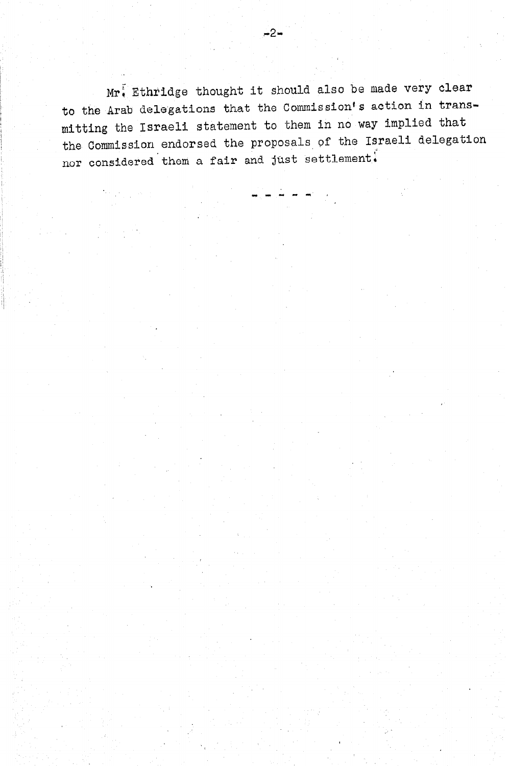Mr. Ethridge thought it should also be made very clear to the Arab delegations that the Commission's action in transmitting the Israeli statement to them in no way implied that the Commission endorsed the proposals of the Israeli delegation nor considered them a fair and just settlement.

- - - - -